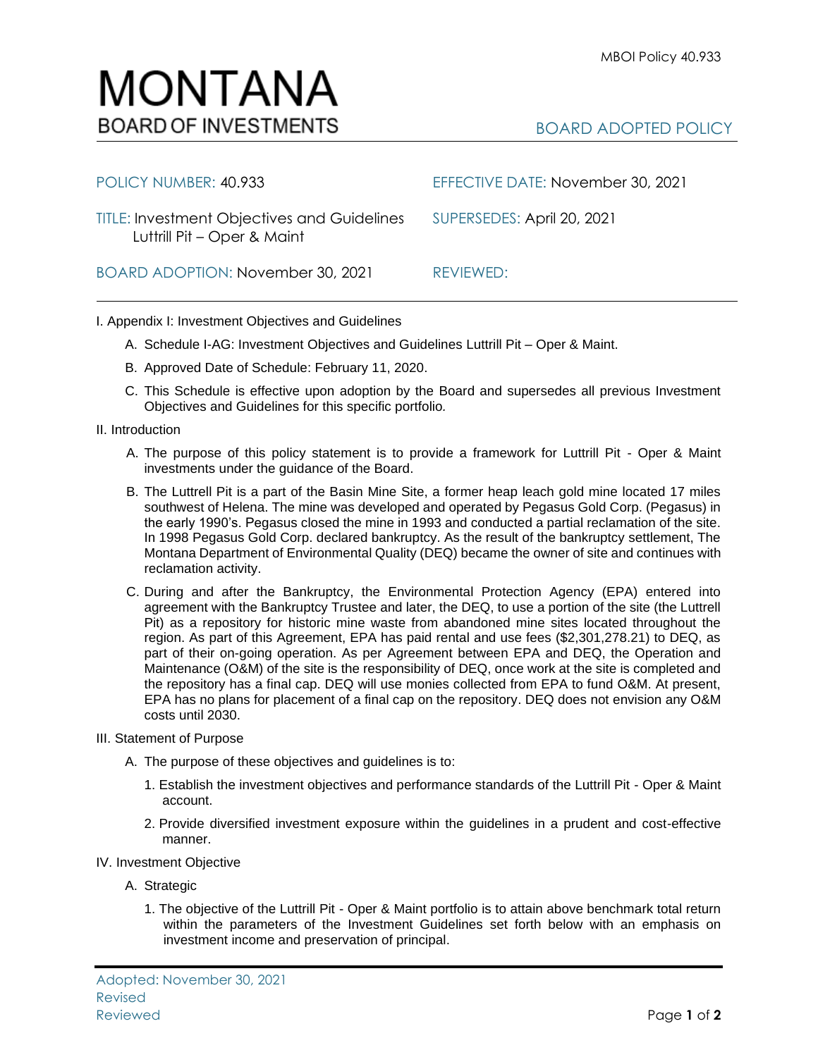# MONTANA
## BOARD OF INVESTMENTS

MBOI Policy 40.933

BOARD ADOPTED POLICY

| | |
|---|---|
| POLICY NUMBER: 40.933 | EFFECTIVE DATE: November 30, 2021 |
| TITLE: Investment Objectives and Guidelines Luttrill Pit – Oper & Maint | SUPERSEDES: April 20, 2021 |
| BOARD ADOPTION: November 30, 2021 | REVIEWED: |

I. Appendix I: Investment Objectives and Guidelines

A. Schedule I-AG: Investment Objectives and Guidelines Luttrill Pit – Oper & Maint.

B. Approved Date of Schedule: February 11, 2020.

C. This Schedule is effective upon adoption by the Board and supersedes all previous Investment Objectives and Guidelines for this specific portfolio.

II. Introduction

A. The purpose of this policy statement is to provide a framework for Luttrill Pit - Oper & Maint investments under the guidance of the Board.

B. The Luttrell Pit is a part of the Basin Mine Site, a former heap leach gold mine located 17 miles southwest of Helena. The mine was developed and operated by Pegasus Gold Corp. (Pegasus) in the early 1990's. Pegasus closed the mine in 1993 and conducted a partial reclamation of the site. In 1998 Pegasus Gold Corp. declared bankruptcy. As the result of the bankruptcy settlement, The Montana Department of Environmental Quality (DEQ) became the owner of site and continues with reclamation activity.

C. During and after the Bankruptcy, the Environmental Protection Agency (EPA) entered into agreement with the Bankruptcy Trustee and later, the DEQ, to use a portion of the site (the Luttrell Pit) as a repository for historic mine waste from abandoned mine sites located throughout the region. As part of this Agreement, EPA has paid rental and use fees ($2,301,278.21) to DEQ, as part of their on-going operation. As per Agreement between EPA and DEQ, the Operation and Maintenance (O&M) of the site is the responsibility of DEQ, once work at the site is completed and the repository has a final cap. DEQ will use monies collected from EPA to fund O&M. At present, EPA has no plans for placement of a final cap on the repository. DEQ does not envision any O&M costs until 2030.

III. Statement of Purpose

A. The purpose of these objectives and guidelines is to:

1. Establish the investment objectives and performance standards of the Luttrill Pit - Oper & Maint account.

2. Provide diversified investment exposure within the guidelines in a prudent and cost-effective manner.

IV. Investment Objective

A. Strategic

1. The objective of the Luttrill Pit - Oper & Maint portfolio is to attain above benchmark total return within the parameters of the Investment Guidelines set forth below with an emphasis on investment income and preservation of principal.

Adopted: November 30, 2021
Revised
Reviewed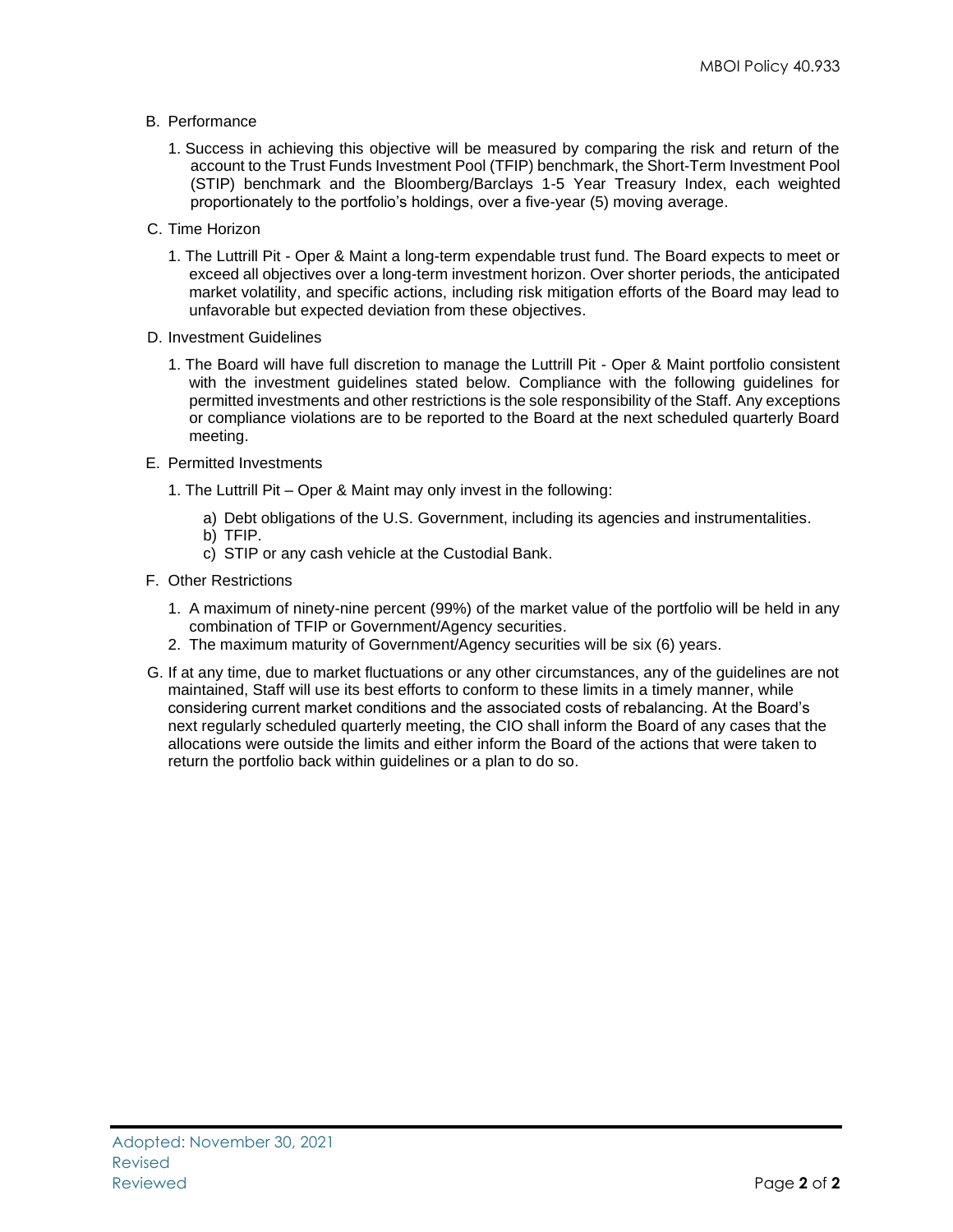B. Performance

1. Success in achieving this objective will be measured by comparing the risk and return of the account to the Trust Funds Investment Pool (TFIP) benchmark, the Short-Term Investment Pool (STIP) benchmark and the Bloomberg/Barclays 1-5 Year Treasury Index, each weighted proportionately to the portfolio's holdings, over a five-year (5) moving average.

C. Time Horizon

1. The Luttrill Pit - Oper & Maint a long-term expendable trust fund. The Board expects to meet or exceed all objectives over a long-term investment horizon. Over shorter periods, the anticipated market volatility, and specific actions, including risk mitigation efforts of the Board may lead to unfavorable but expected deviation from these objectives.

D. Investment Guidelines

1. The Board will have full discretion to manage the Luttrill Pit - Oper & Maint portfolio consistent with the investment guidelines stated below. Compliance with the following guidelines for permitted investments and other restrictions is the sole responsibility of the Staff. Any exceptions or compliance violations are to be reported to the Board at the next scheduled quarterly Board meeting.

E. Permitted Investments

1. The Luttrill Pit – Oper & Maint may only invest in the following:

   a) Debt obligations of the U.S. Government, including its agencies and instrumentalities.
   b) TFIP.
   c) STIP or any cash vehicle at the Custodial Bank.

F. Other Restrictions

1. A maximum of ninety-nine percent (99%) of the market value of the portfolio will be held in any combination of TFIP or Government/Agency securities.
2. The maximum maturity of Government/Agency securities will be six (6) years.

G. If at any time, due to market fluctuations or any other circumstances, any of the guidelines are not maintained, Staff will use its best efforts to conform to these limits in a timely manner, while considering current market conditions and the associated costs of rebalancing. At the Board's next regularly scheduled quarterly meeting, the CIO shall inform the Board of any cases that the allocations were outside the limits and either inform the Board of the actions that were taken to return the portfolio back within guidelines or a plan to do so.

Adopted: November 30, 2021
Revised
Reviewed